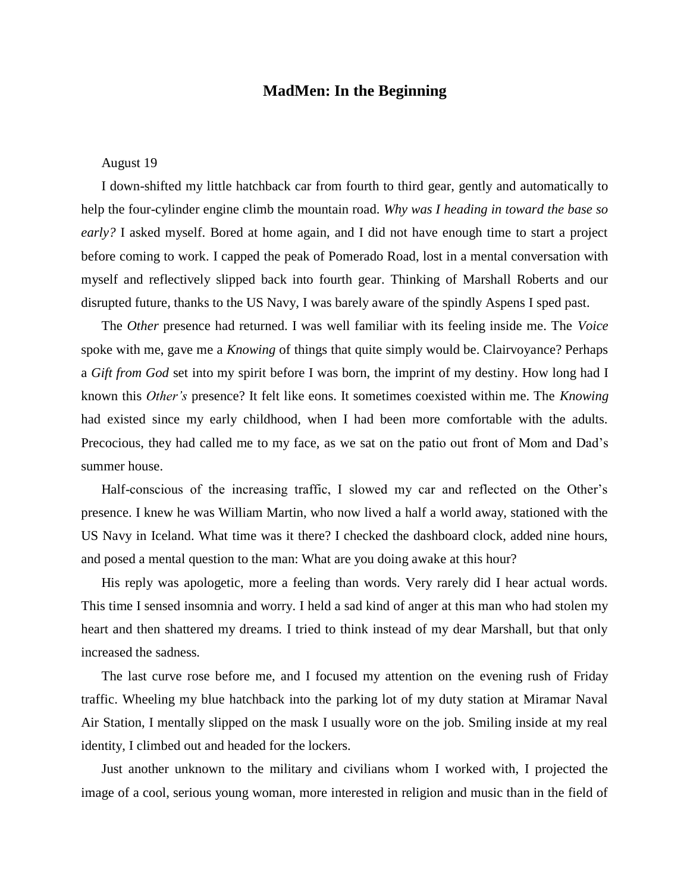# MadMen: In the Beginning

August 19

I down-shifted my little hatchback car from fourth to third gear, gently and automatically to help the four-cylinder engine climb the mountain road. *Why was I heading in toward the base so early?* I asked myself. Bored at home again, and I did not have enough time to start a project before coming to work. I capped the peak of Pomerado Road, lost in a mental conversation with myself and reflectively slipped back into fourth gear. Thinking of Marshall Roberts and our disrupted future, thanks to the US Navy, I was barely aware of the spindly Aspens I sped past.

The *Other* presence had returned. I was well familiar with its feeling inside me. The *Voice* spoke with me, gave me a *Knowing* of things that quite simply would be. Clairvoyance? Perhaps a *Gift from God* set into my spirit before I was born, the imprint of my destiny. How long had I known this *Other's* presence? It felt like eons. It sometimes coexisted within me. The *Knowing* had existed since my early childhood, when I had been more comfortable with the adults. Precocious, they had called me to my face, as we sat on the patio out front of Mom and Dad's summer house.

Half-conscious of the increasing traffic, I slowed my car and reflected on the Other's presence. I knew he was William Martin, who now lived a half a world away, stationed with the US Navy in Iceland. What time was it there? I checked the dashboard clock, added nine hours, and posed a mental question to the man: What are you doing awake at this hour?

His reply was apologetic, more a feeling than words. Very rarely did I hear actual words. This time I sensed insomnia and worry. I held a sad kind of anger at this man who had stolen my heart and then shattered my dreams. I tried to think instead of my dear Marshall, but that only increased the sadness.

The last curve rose before me, and I focused my attention on the evening rush of Friday traffic. Wheeling my blue hatchback into the parking lot of my duty station at Miramar Naval Air Station, I mentally slipped on the mask I usually wore on the job. Smiling inside at my real identity, I climbed out and headed for the lockers.

Just another unknown to the military and civilians whom I worked with, I projected the image of a cool, serious young woman, more interested in religion and music than in the field of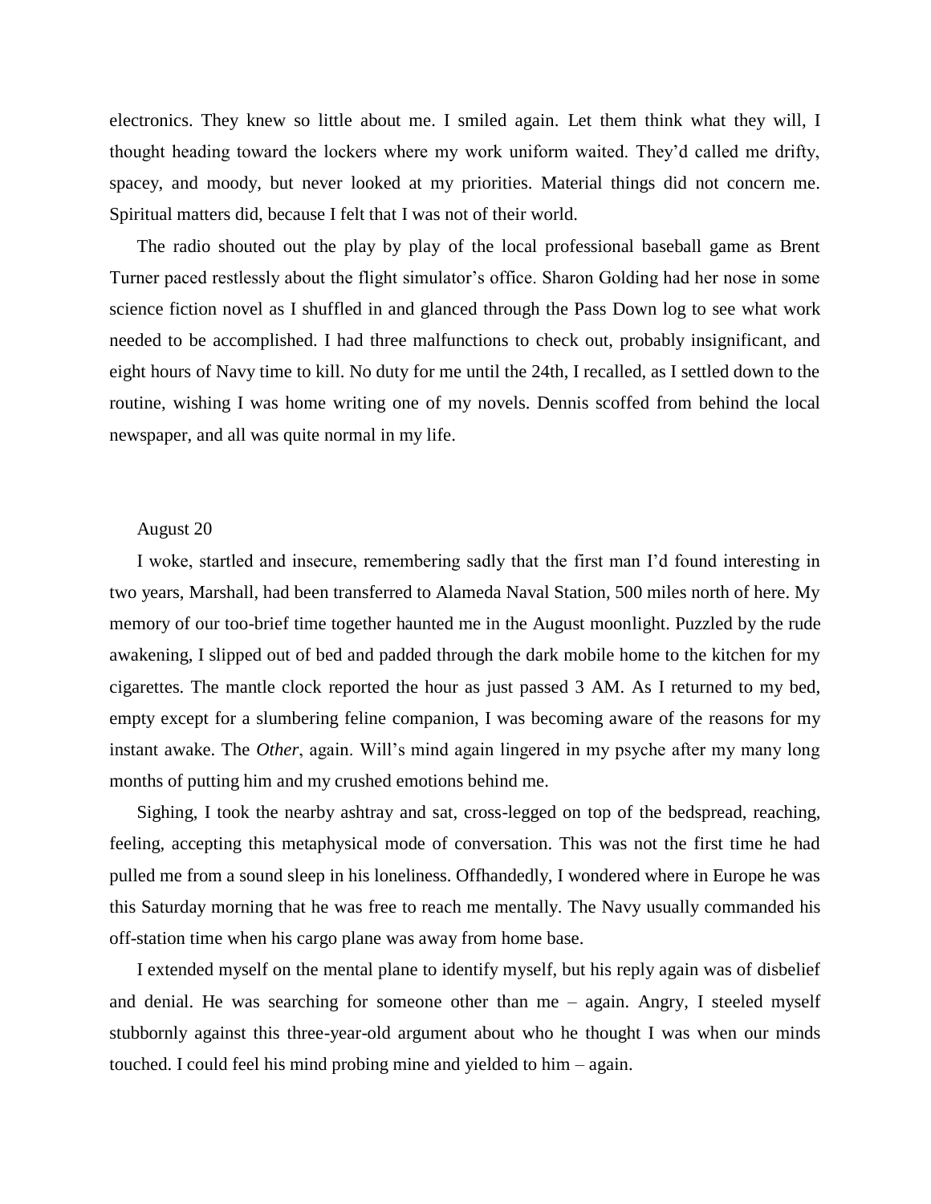electronics. They knew so little about me. I smiled again. Let them think what they will, I thought heading toward the lockers where my work uniform waited. They'd called me drifty, spacey, and moody, but never looked at my priorities. Material things did not concern me. Spiritual matters did, because I felt that I was not of their world.

The radio shouted out the play by play of the local professional baseball game as Brent Turner paced restlessly about the flight simulator's office. Sharon Golding had her nose in some science fiction novel as I shuffled in and glanced through the Pass Down log to see what work needed to be accomplished. I had three malfunctions to check out, probably insignificant, and eight hours of Navy time to kill. No duty for me until the 24th, I recalled, as I settled down to the routine, wishing I was home writing one of my novels. Dennis scoffed from behind the local newspaper, and all was quite normal in my life.

August 20

I woke, startled and insecure, remembering sadly that the first man I'd found interesting in two years, Marshall, had been transferred to Alameda Naval Station, 500 miles north of here. My memory of our too-brief time together haunted me in the August moonlight. Puzzled by the rude awakening, I slipped out of bed and padded through the dark mobile home to the kitchen for my cigarettes. The mantle clock reported the hour as just passed 3 AM. As I returned to my bed, empty except for a slumbering feline companion, I was becoming aware of the reasons for my instant awake. The *Other*, again. Will's mind again lingered in my psyche after my many long months of putting him and my crushed emotions behind me.

Sighing, I took the nearby ashtray and sat, cross-legged on top of the bedspread, reaching, feeling, accepting this metaphysical mode of conversation. This was not the first time he had pulled me from a sound sleep in his loneliness. Offhandedly, I wondered where in Europe he was this Saturday morning that he was free to reach me mentally. The Navy usually commanded his off-station time when his cargo plane was away from home base.

I extended myself on the mental plane to identify myself, but his reply again was of disbelief and denial. He was searching for someone other than me – again. Angry, I steeled myself stubbornly against this three-year-old argument about who he thought I was when our minds touched. I could feel his mind probing mine and yielded to him – again.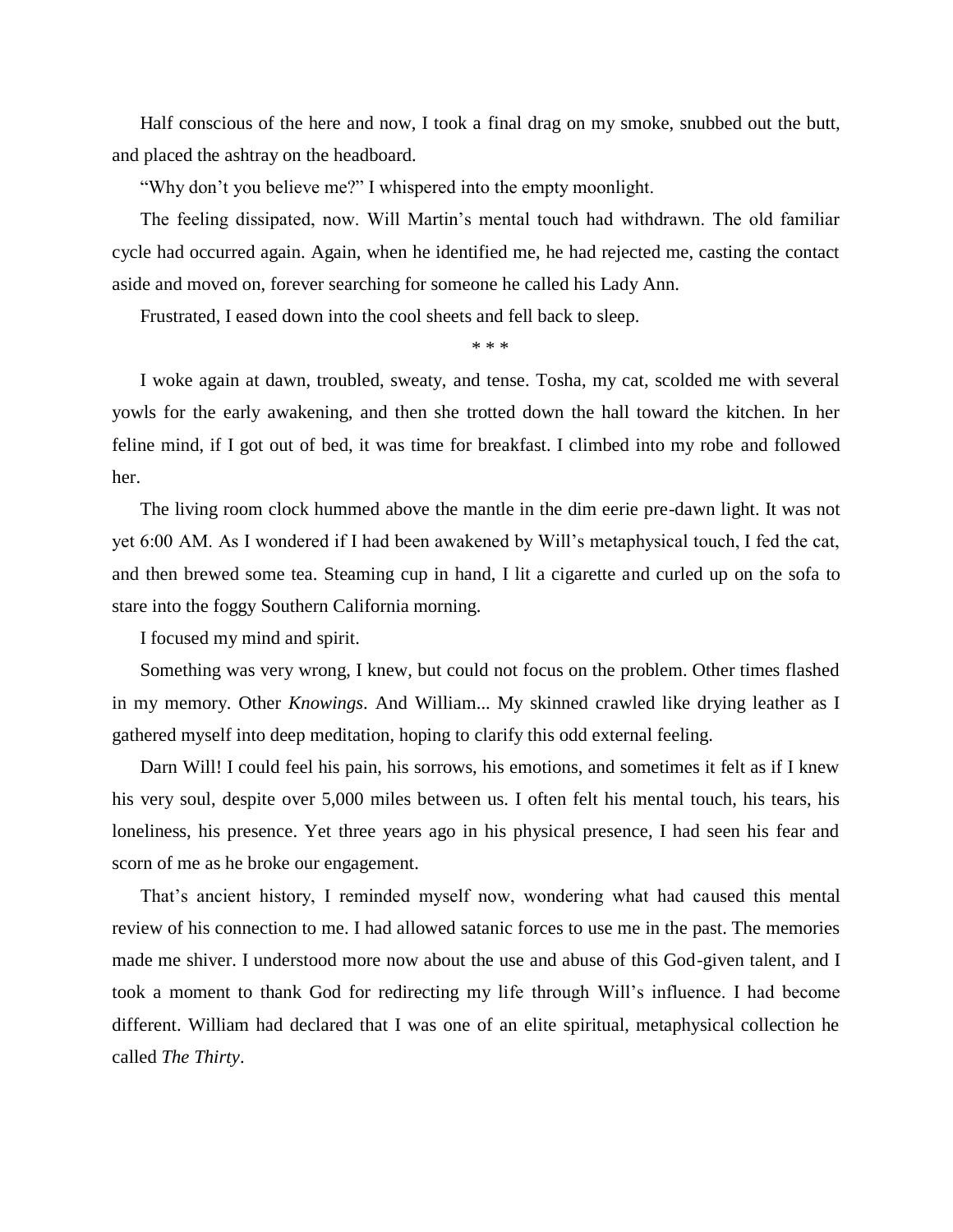Half conscious of the here and now, I took a final drag on my smoke, snubbed out the butt, and placed the ashtray on the headboard.

"Why don't you believe me?" I whispered into the empty moonlight.

The feeling dissipated, now. Will Martin's mental touch had withdrawn. The old familiar cycle had occurred again. Again, when he identified me, he had rejected me, casting the contact aside and moved on, forever searching for someone he called his Lady Ann.

Frustrated, I eased down into the cool sheets and fell back to sleep.

\* \* \*

I woke again at dawn, troubled, sweaty, and tense. Tosha, my cat, scolded me with several yowls for the early awakening, and then she trotted down the hall toward the kitchen. In her feline mind, if I got out of bed, it was time for breakfast. I climbed into my robe and followed her.

The living room clock hummed above the mantle in the dim eerie pre-dawn light. It was not yet 6:00 AM. As I wondered if I had been awakened by Will's metaphysical touch, I fed the cat, and then brewed some tea. Steaming cup in hand, I lit a cigarette and curled up on the sofa to stare into the foggy Southern California morning.

I focused my mind and spirit.

Something was very wrong, I knew, but could not focus on the problem. Other times flashed in my memory. Other *Knowings*. And William... My skinned crawled like drying leather as I gathered myself into deep meditation, hoping to clarify this odd external feeling.

Darn Will! I could feel his pain, his sorrows, his emotions, and sometimes it felt as if I knew his very soul, despite over 5,000 miles between us. I often felt his mental touch, his tears, his loneliness, his presence. Yet three years ago in his physical presence, I had seen his fear and scorn of me as he broke our engagement.

That's ancient history, I reminded myself now, wondering what had caused this mental review of his connection to me. I had allowed satanic forces to use me in the past. The memories made me shiver. I understood more now about the use and abuse of this God-given talent, and I took a moment to thank God for redirecting my life through Will's influence. I had become different. William had declared that I was one of an elite spiritual, metaphysical collection he called *The Thirty*.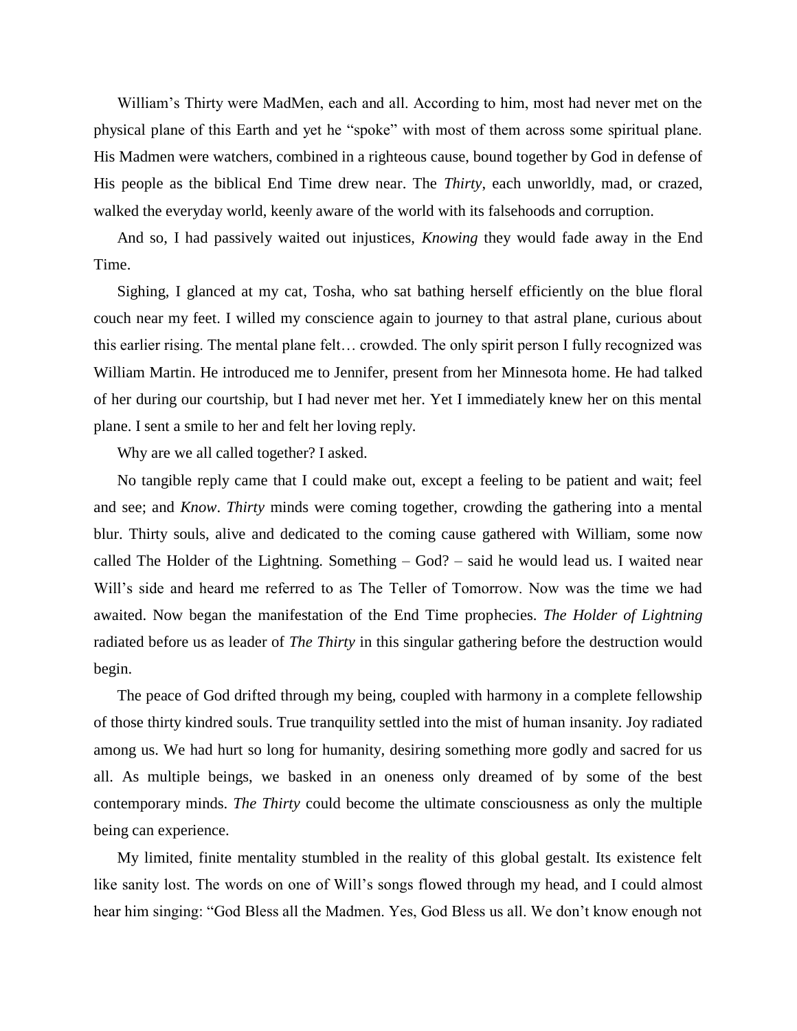William's Thirty were MadMen, each and all. According to him, most had never met on the physical plane of this Earth and yet he "spoke" with most of them across some spiritual plane. His Madmen were watchers, combined in a righteous cause, bound together by God in defense of His people as the biblical End Time drew near. The *Thirty*, each unworldly, mad, or crazed, walked the everyday world, keenly aware of the world with its falsehoods and corruption.

And so, I had passively waited out injustices, *Knowing* they would fade away in the End Time.

Sighing, I glanced at my cat, Tosha, who sat bathing herself efficiently on the blue floral couch near my feet. I willed my conscience again to journey to that astral plane, curious about this earlier rising. The mental plane felt… crowded. The only spirit person I fully recognized was William Martin. He introduced me to Jennifer, present from her Minnesota home. He had talked of her during our courtship, but I had never met her. Yet I immediately knew her on this mental plane. I sent a smile to her and felt her loving reply.

Why are we all called together? I asked.

No tangible reply came that I could make out, except a feeling to be patient and wait; feel and see; and *Know*. *Thirty* minds were coming together, crowding the gathering into a mental blur. Thirty souls, alive and dedicated to the coming cause gathered with William, some now called The Holder of the Lightning. Something – God? – said he would lead us. I waited near Will's side and heard me referred to as The Teller of Tomorrow. Now was the time we had awaited. Now began the manifestation of the End Time prophecies. *The Holder of Lightning* radiated before us as leader of *The Thirty* in this singular gathering before the destruction would begin.

The peace of God drifted through my being, coupled with harmony in a complete fellowship of those thirty kindred souls. True tranquility settled into the mist of human insanity. Joy radiated among us. We had hurt so long for humanity, desiring something more godly and sacred for us all. As multiple beings, we basked in an oneness only dreamed of by some of the best contemporary minds. *The Thirty* could become the ultimate consciousness as only the multiple being can experience.

My limited, finite mentality stumbled in the reality of this global gestalt. Its existence felt like sanity lost. The words on one of Will's songs flowed through my head, and I could almost hear him singing: "God Bless all the Madmen. Yes, God Bless us all. We don't know enough not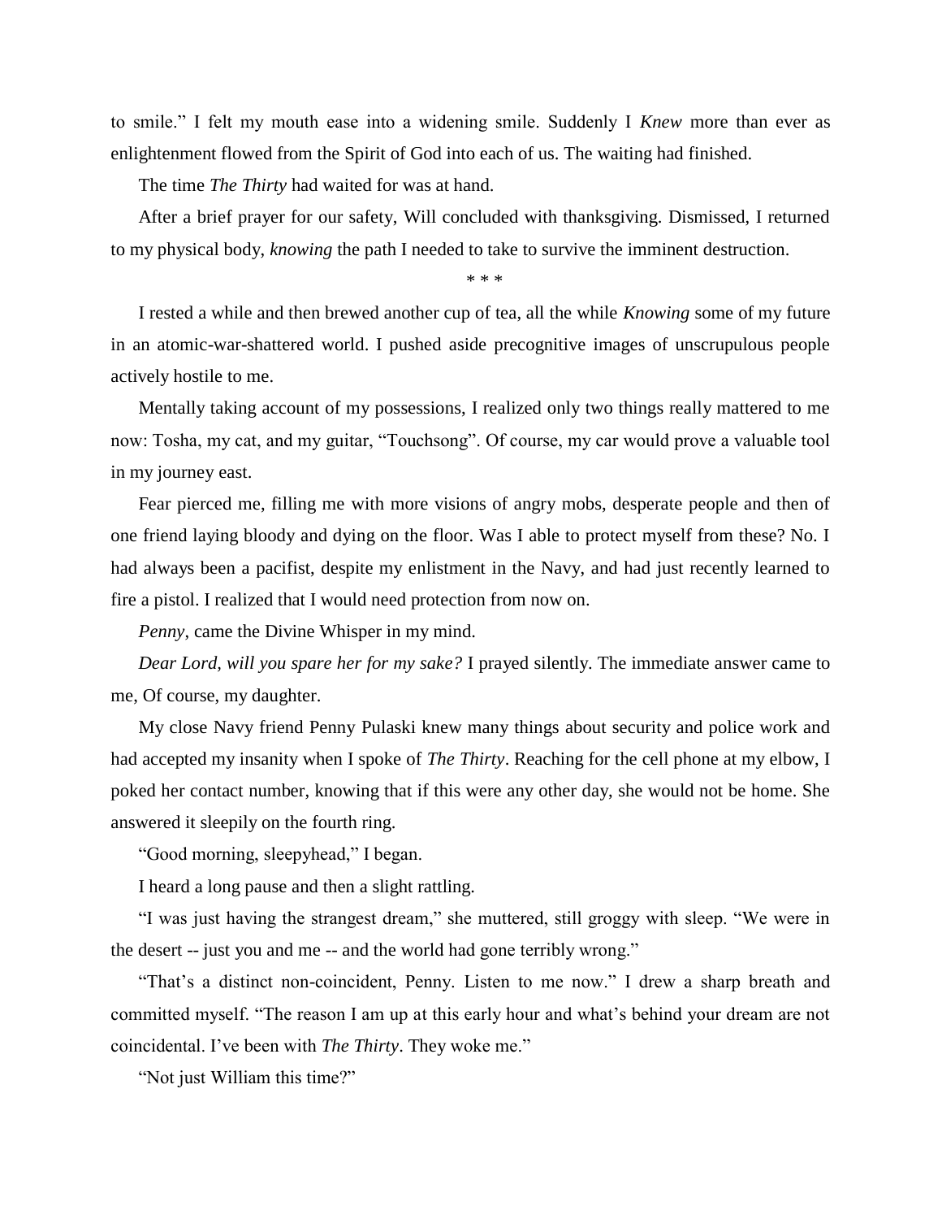to smile." I felt my mouth ease into a widening smile. Suddenly I *Knew* more than ever as enlightenment flowed from the Spirit of God into each of us. The waiting had finished.

The time *The Thirty* had waited for was at hand.

After a brief prayer for our safety, Will concluded with thanksgiving. Dismissed, I returned to my physical body, *knowing* the path I needed to take to survive the imminent destruction.

\* \* \*

I rested a while and then brewed another cup of tea, all the while *Knowing* some of my future in an atomic-war-shattered world. I pushed aside precognitive images of unscrupulous people actively hostile to me.

Mentally taking account of my possessions, I realized only two things really mattered to me now: Tosha, my cat, and my guitar, "Touchsong". Of course, my car would prove a valuable tool in my journey east.

Fear pierced me, filling me with more visions of angry mobs, desperate people and then of one friend laying bloody and dying on the floor. Was I able to protect myself from these? No. I had always been a pacifist, despite my enlistment in the Navy, and had just recently learned to fire a pistol. I realized that I would need protection from now on.

*Penny*, came the Divine Whisper in my mind.

*Dear Lord, will you spare her for my sake?* I prayed silently. The immediate answer came to me, Of course, my daughter.

My close Navy friend Penny Pulaski knew many things about security and police work and had accepted my insanity when I spoke of *The Thirty*. Reaching for the cell phone at my elbow, I poked her contact number, knowing that if this were any other day, she would not be home. She answered it sleepily on the fourth ring.

"Good morning, sleepyhead," I began.

I heard a long pause and then a slight rattling.

"I was just having the strangest dream," she muttered, still groggy with sleep. "We were in the desert -- just you and me -- and the world had gone terribly wrong."

"That's a distinct non-coincident, Penny. Listen to me now." I drew a sharp breath and committed myself. "The reason I am up at this early hour and what's behind your dream are not coincidental. I've been with *The Thirty*. They woke me."

"Not just William this time?"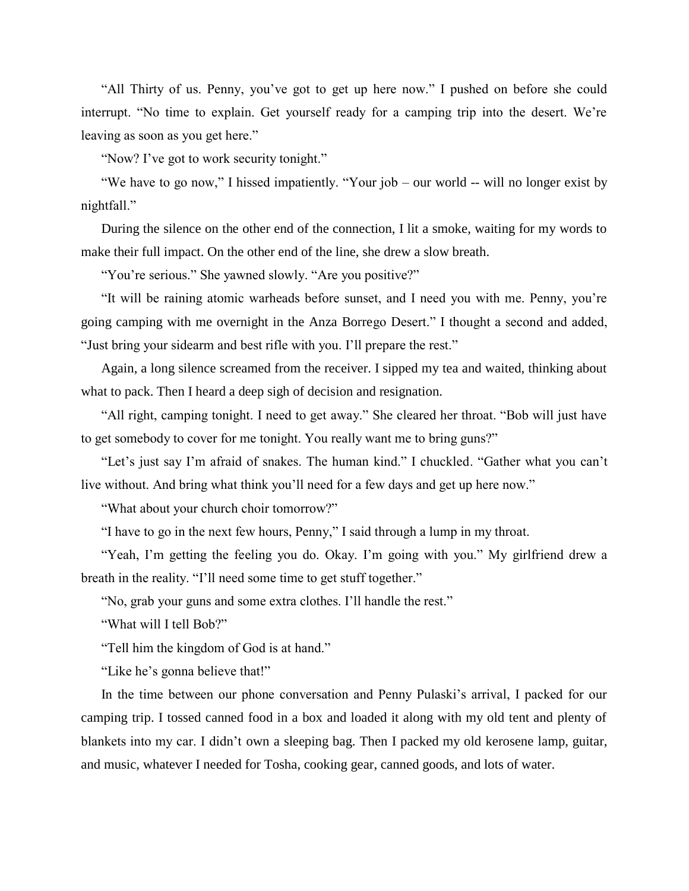"All Thirty of us. Penny, you've got to get up here now." I pushed on before she could interrupt. "No time to explain. Get yourself ready for a camping trip into the desert. We're leaving as soon as you get here."

"Now? I've got to work security tonight."

"We have to go now," I hissed impatiently. "Your job – our world -- will no longer exist by nightfall."

During the silence on the other end of the connection, I lit a smoke, waiting for my words to make their full impact. On the other end of the line, she drew a slow breath.

"You're serious." She yawned slowly. "Are you positive?"

"It will be raining atomic warheads before sunset, and I need you with me. Penny, you're going camping with me overnight in the Anza Borrego Desert." I thought a second and added, "Just bring your sidearm and best rifle with you. I'll prepare the rest."

Again, a long silence screamed from the receiver. I sipped my tea and waited, thinking about what to pack. Then I heard a deep sigh of decision and resignation.

"All right, camping tonight. I need to get away." She cleared her throat. "Bob will just have to get somebody to cover for me tonight. You really want me to bring guns?"

"Let's just say I'm afraid of snakes. The human kind." I chuckled. "Gather what you can't live without. And bring what think you'll need for a few days and get up here now."

"What about your church choir tomorrow?"

"I have to go in the next few hours, Penny," I said through a lump in my throat.

"Yeah, I'm getting the feeling you do. Okay. I'm going with you." My girlfriend drew a breath in the reality. "I'll need some time to get stuff together."

"No, grab your guns and some extra clothes. I'll handle the rest."

"What will I tell Bob?"

"Tell him the kingdom of God is at hand."

"Like he's gonna believe that!"

In the time between our phone conversation and Penny Pulaski's arrival, I packed for our camping trip. I tossed canned food in a box and loaded it along with my old tent and plenty of blankets into my car. I didn't own a sleeping bag. Then I packed my old kerosene lamp, guitar, and music, whatever I needed for Tosha, cooking gear, canned goods, and lots of water.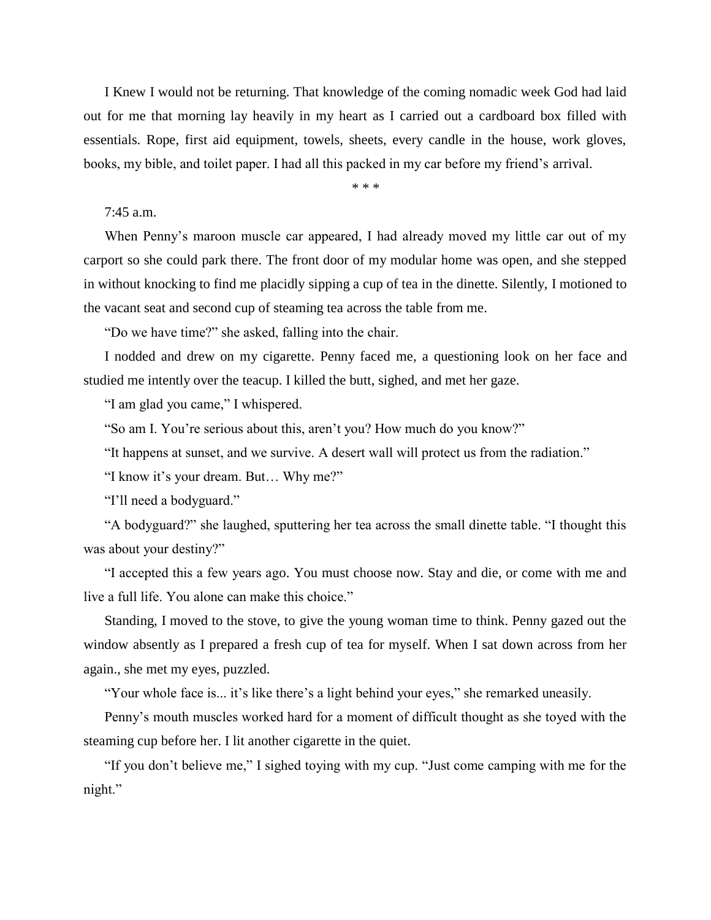I Knew I would not be returning. That knowledge of the coming nomadic week God had laid out for me that morning lay heavily in my heart as I carried out a cardboard box filled with essentials. Rope, first aid equipment, towels, sheets, every candle in the house, work gloves, books, my bible, and toilet paper. I had all this packed in my car before my friend's arrival.

\* \* \*

7:45 a.m.

When Penny's maroon muscle car appeared, I had already moved my little car out of my carport so she could park there. The front door of my modular home was open, and she stepped in without knocking to find me placidly sipping a cup of tea in the dinette. Silently, I motioned to the vacant seat and second cup of steaming tea across the table from me.

"Do we have time?" she asked, falling into the chair.

I nodded and drew on my cigarette. Penny faced me, a questioning look on her face and studied me intently over the teacup. I killed the butt, sighed, and met her gaze.

"I am glad you came," I whispered.

"So am I. You're serious about this, aren't you? How much do you know?"

"It happens at sunset, and we survive. A desert wall will protect us from the radiation."

"I know it's your dream. But… Why me?"

"I'll need a bodyguard."

"A bodyguard?" she laughed, sputtering her tea across the small dinette table. "I thought this was about your destiny?"

"I accepted this a few years ago. You must choose now. Stay and die, or come with me and live a full life. You alone can make this choice."

Standing, I moved to the stove, to give the young woman time to think. Penny gazed out the window absently as I prepared a fresh cup of tea for myself. When I sat down across from her again., she met my eyes, puzzled.

"Your whole face is... it's like there's a light behind your eyes," she remarked uneasily.

Penny's mouth muscles worked hard for a moment of difficult thought as she toyed with the steaming cup before her. I lit another cigarette in the quiet.

"If you don't believe me," I sighed toying with my cup. "Just come camping with me for the night."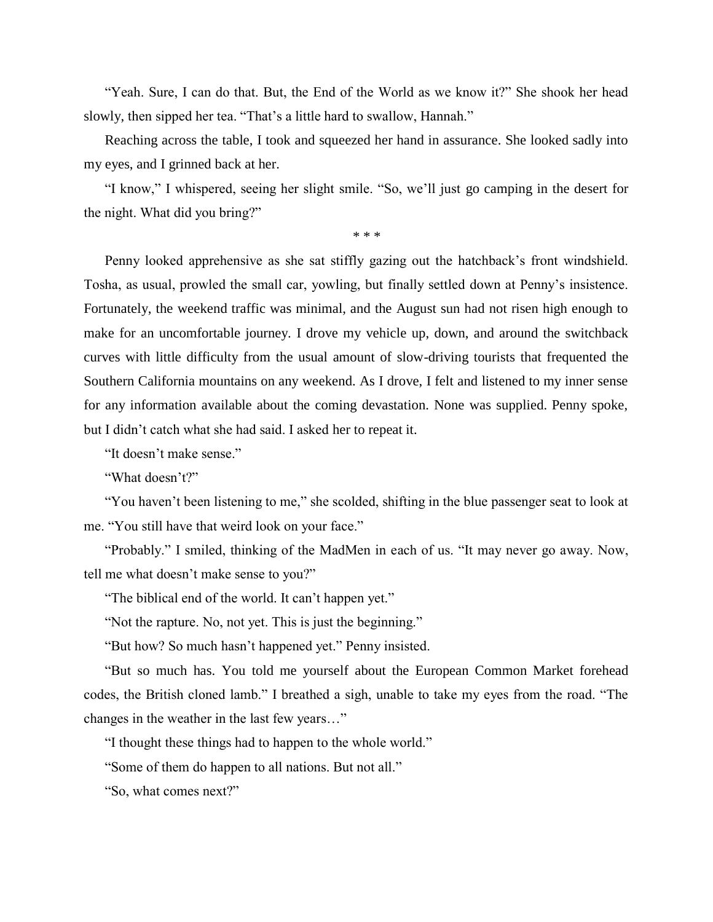"Yeah. Sure, I can do that. But, the End of the World as we know it?" She shook her head slowly, then sipped her tea. "That's a little hard to swallow, Hannah."

Reaching across the table, I took and squeezed her hand in assurance. She looked sadly into my eyes, and I grinned back at her.

"I know," I whispered, seeing her slight smile. "So, we'll just go camping in the desert for the night. What did you bring?"

\* \* \*

Penny looked apprehensive as she sat stiffly gazing out the hatchback's front windshield. Tosha, as usual, prowled the small car, yowling, but finally settled down at Penny's insistence. Fortunately, the weekend traffic was minimal, and the August sun had not risen high enough to make for an uncomfortable journey. I drove my vehicle up, down, and around the switchback curves with little difficulty from the usual amount of slow-driving tourists that frequented the Southern California mountains on any weekend. As I drove, I felt and listened to my inner sense for any information available about the coming devastation. None was supplied. Penny spoke, but I didn't catch what she had said. I asked her to repeat it.

"It doesn't make sense."

"What doesn't?"

"You haven't been listening to me," she scolded, shifting in the blue passenger seat to look at me. "You still have that weird look on your face."

"Probably." I smiled, thinking of the MadMen in each of us. "It may never go away. Now, tell me what doesn't make sense to you?"

"The biblical end of the world. It can't happen yet."

"Not the rapture. No, not yet. This is just the beginning."

"But how? So much hasn't happened yet." Penny insisted.

"But so much has. You told me yourself about the European Common Market forehead codes, the British cloned lamb." I breathed a sigh, unable to take my eyes from the road. "The changes in the weather in the last few years…"

"I thought these things had to happen to the whole world."

"Some of them do happen to all nations. But not all."

"So, what comes next?"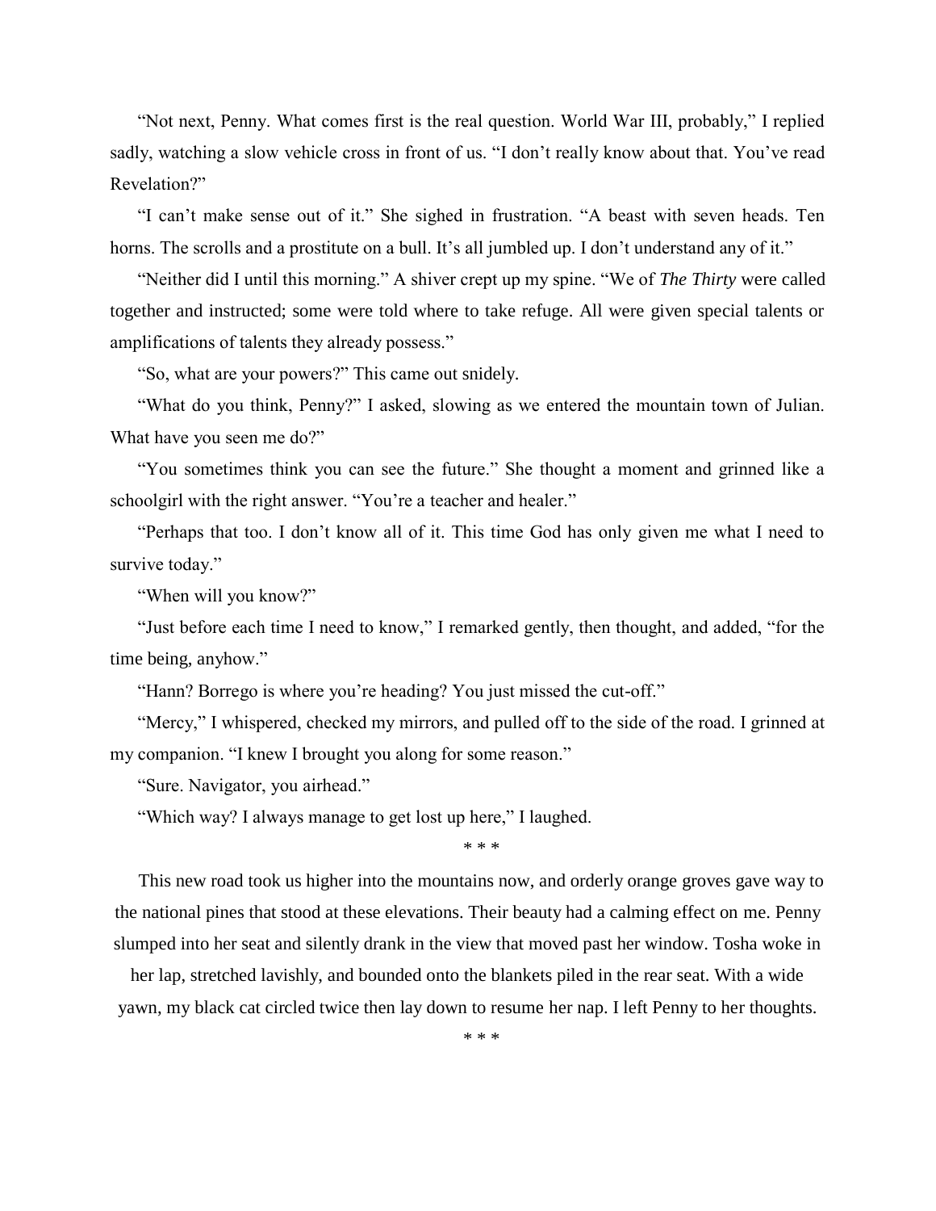"Not next, Penny. What comes first is the real question. World War III, probably," I replied sadly, watching a slow vehicle cross in front of us. "I don't really know about that. You've read Revelation?"

"I can't make sense out of it." She sighed in frustration. "A beast with seven heads. Ten horns. The scrolls and a prostitute on a bull. It's all jumbled up. I don't understand any of it."

"Neither did I until this morning." A shiver crept up my spine. "We of *The Thirty* were called together and instructed; some were told where to take refuge. All were given special talents or amplifications of talents they already possess."

"So, what are your powers?" This came out snidely.

"What do you think, Penny?" I asked, slowing as we entered the mountain town of Julian. What have you seen me do?"

"You sometimes think you can see the future." She thought a moment and grinned like a schoolgirl with the right answer. "You're a teacher and healer."

"Perhaps that too. I don't know all of it. This time God has only given me what I need to survive today."

"When will you know?"

"Just before each time I need to know," I remarked gently, then thought, and added, "for the time being, anyhow."

"Hann? Borrego is where you're heading? You just missed the cut-off."

"Mercy," I whispered, checked my mirrors, and pulled off to the side of the road. I grinned at my companion. "I knew I brought you along for some reason."

"Sure. Navigator, you airhead."

"Which way? I always manage to get lost up here," I laughed.

\* \* \*

This new road took us higher into the mountains now, and orderly orange groves gave way to the national pines that stood at these elevations. Their beauty had a calming effect on me. Penny slumped into her seat and silently drank in the view that moved past her window. Tosha woke in her lap, stretched lavishly, and bounded onto the blankets piled in the rear seat. With a wide yawn, my black cat circled twice then lay down to resume her nap. I left Penny to her thoughts.

\* \* \*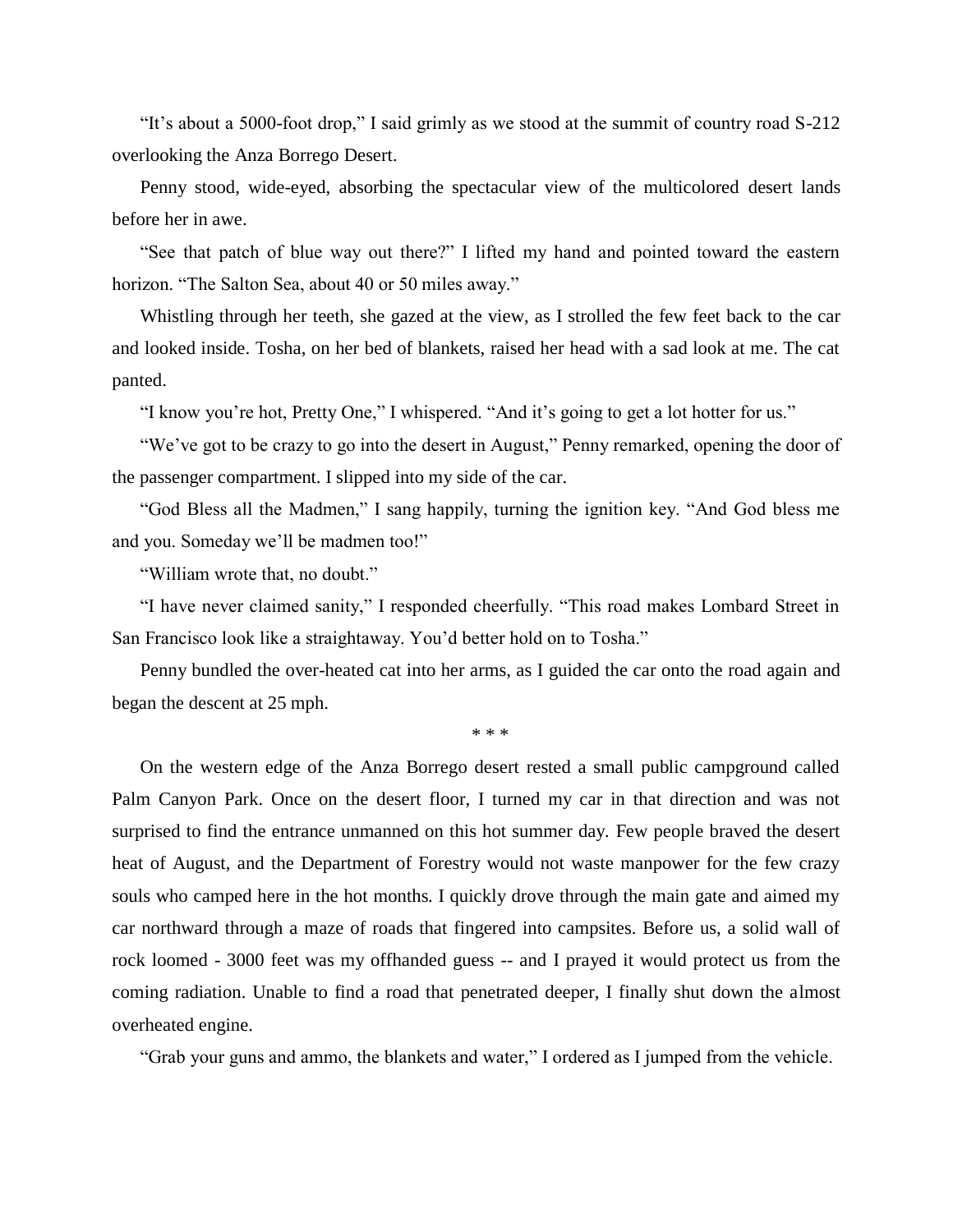"It's about a 5000-foot drop," I said grimly as we stood at the summit of country road S-212 overlooking the Anza Borrego Desert.

Penny stood, wide-eyed, absorbing the spectacular view of the multicolored desert lands before her in awe.

"See that patch of blue way out there?" I lifted my hand and pointed toward the eastern horizon. "The Salton Sea, about 40 or 50 miles away."

Whistling through her teeth, she gazed at the view, as I strolled the few feet back to the car and looked inside. Tosha, on her bed of blankets, raised her head with a sad look at me. The cat panted.

"I know you're hot, Pretty One," I whispered. "And it's going to get a lot hotter for us."

"We've got to be crazy to go into the desert in August," Penny remarked, opening the door of the passenger compartment. I slipped into my side of the car.

"God Bless all the Madmen," I sang happily, turning the ignition key. "And God bless me and you. Someday we'll be madmen too!"

"William wrote that, no doubt."

"I have never claimed sanity," I responded cheerfully. "This road makes Lombard Street in San Francisco look like a straightaway. You'd better hold on to Tosha."

Penny bundled the over-heated cat into her arms, as I guided the car onto the road again and began the descent at 25 mph.

\* \* \*

On the western edge of the Anza Borrego desert rested a small public campground called Palm Canyon Park. Once on the desert floor, I turned my car in that direction and was not surprised to find the entrance unmanned on this hot summer day. Few people braved the desert heat of August, and the Department of Forestry would not waste manpower for the few crazy souls who camped here in the hot months. I quickly drove through the main gate and aimed my car northward through a maze of roads that fingered into campsites. Before us, a solid wall of rock loomed - 3000 feet was my offhanded guess -- and I prayed it would protect us from the coming radiation. Unable to find a road that penetrated deeper, I finally shut down the almost overheated engine.

"Grab your guns and ammo, the blankets and water," I ordered as I jumped from the vehicle.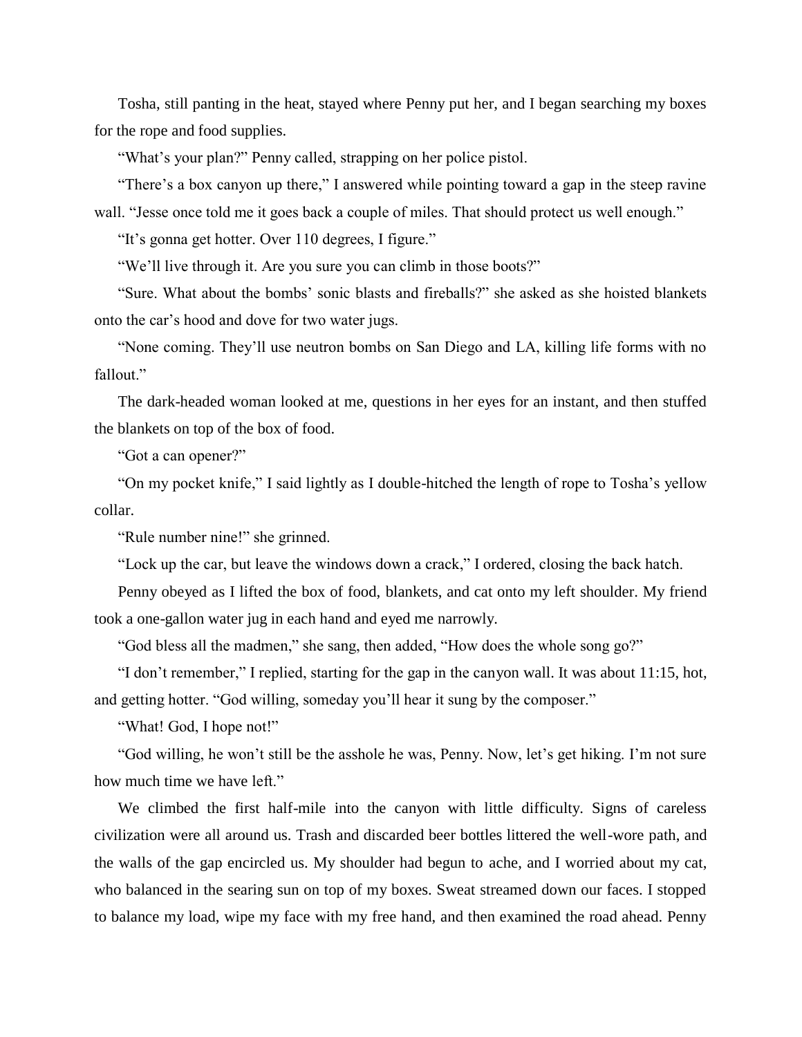Tosha, still panting in the heat, stayed where Penny put her, and I began searching my boxes for the rope and food supplies.

"What's your plan?" Penny called, strapping on her police pistol.

"There's a box canyon up there," I answered while pointing toward a gap in the steep ravine wall. "Jesse once told me it goes back a couple of miles. That should protect us well enough."

"It's gonna get hotter. Over 110 degrees, I figure."

"We'll live through it. Are you sure you can climb in those boots?"

"Sure. What about the bombs' sonic blasts and fireballs?" she asked as she hoisted blankets onto the car's hood and dove for two water jugs.

"None coming. They'll use neutron bombs on San Diego and LA, killing life forms with no fallout."

The dark-headed woman looked at me, questions in her eyes for an instant, and then stuffed the blankets on top of the box of food.

"Got a can opener?"

"On my pocket knife," I said lightly as I double-hitched the length of rope to Tosha's yellow collar.

"Rule number nine!" she grinned.

"Lock up the car, but leave the windows down a crack," I ordered, closing the back hatch.

Penny obeyed as I lifted the box of food, blankets, and cat onto my left shoulder. My friend took a one-gallon water jug in each hand and eyed me narrowly.

"God bless all the madmen," she sang, then added, "How does the whole song go?"

"I don't remember," I replied, starting for the gap in the canyon wall. It was about 11:15, hot, and getting hotter. "God willing, someday you'll hear it sung by the composer."

"What! God, I hope not!"

"God willing, he won't still be the asshole he was, Penny. Now, let's get hiking. I'm not sure how much time we have left."

We climbed the first half-mile into the canyon with little difficulty. Signs of careless civilization were all around us. Trash and discarded beer bottles littered the well-wore path, and the walls of the gap encircled us. My shoulder had begun to ache, and I worried about my cat, who balanced in the searing sun on top of my boxes. Sweat streamed down our faces. I stopped to balance my load, wipe my face with my free hand, and then examined the road ahead. Penny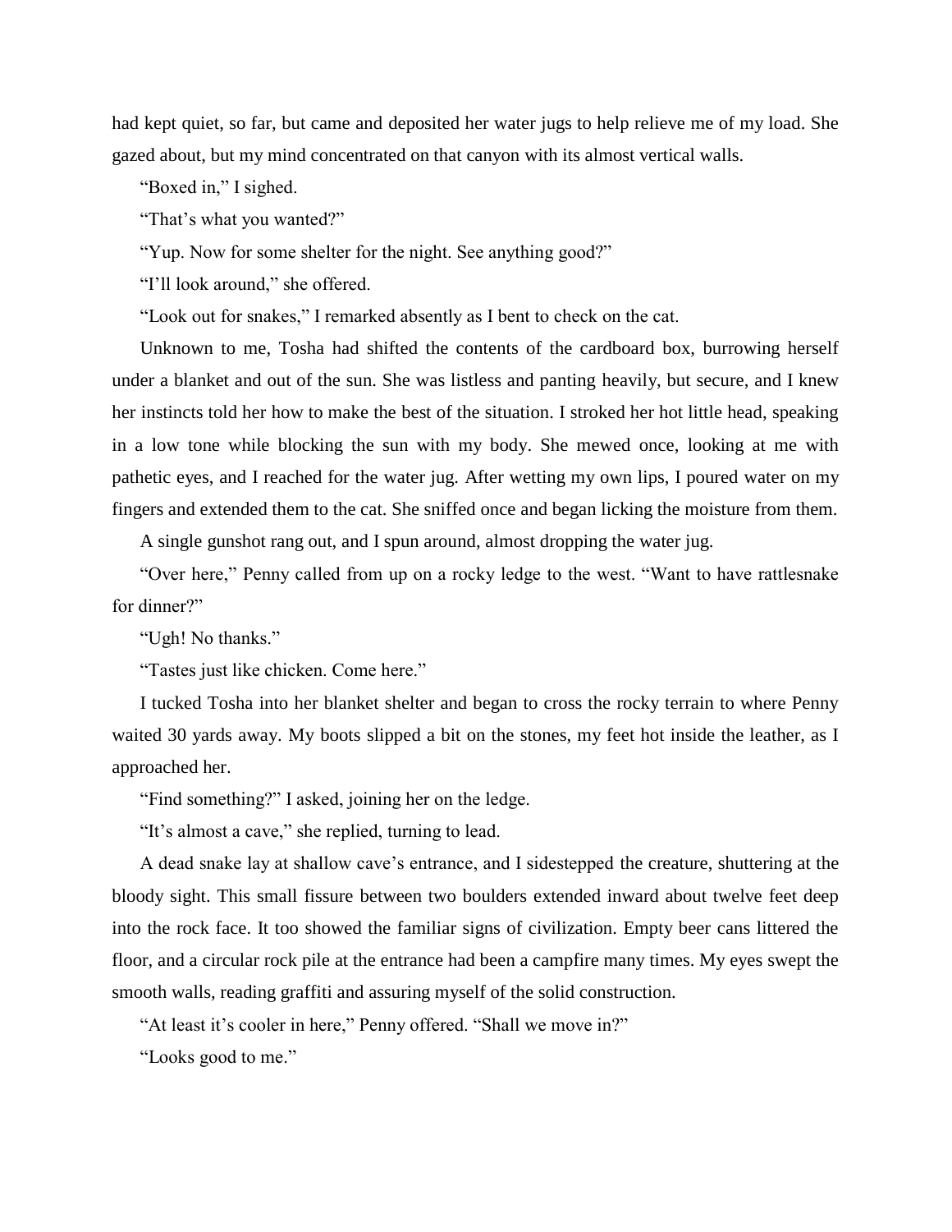had kept quiet, so far, but came and deposited her water jugs to help relieve me of my load. She gazed about, but my mind concentrated on that canyon with its almost vertical walls.

"Boxed in," I sighed.

"That's what you wanted?"

"Yup. Now for some shelter for the night. See anything good?"

"I'll look around," she offered.

"Look out for snakes," I remarked absently as I bent to check on the cat.

Unknown to me, Tosha had shifted the contents of the cardboard box, burrowing herself under a blanket and out of the sun. She was listless and panting heavily, but secure, and I knew her instincts told her how to make the best of the situation. I stroked her hot little head, speaking in a low tone while blocking the sun with my body. She mewed once, looking at me with pathetic eyes, and I reached for the water jug. After wetting my own lips, I poured water on my fingers and extended them to the cat. She sniffed once and began licking the moisture from them.

A single gunshot rang out, and I spun around, almost dropping the water jug.

"Over here," Penny called from up on a rocky ledge to the west. "Want to have rattlesnake for dinner?"

"Ugh! No thanks."

"Tastes just like chicken. Come here."

I tucked Tosha into her blanket shelter and began to cross the rocky terrain to where Penny waited 30 yards away. My boots slipped a bit on the stones, my feet hot inside the leather, as I approached her.

"Find something?" I asked, joining her on the ledge.

"It's almost a cave," she replied, turning to lead.

A dead snake lay at shallow cave's entrance, and I sidestepped the creature, shuttering at the bloody sight. This small fissure between two boulders extended inward about twelve feet deep into the rock face. It too showed the familiar signs of civilization. Empty beer cans littered the floor, and a circular rock pile at the entrance had been a campfire many times. My eyes swept the smooth walls, reading graffiti and assuring myself of the solid construction.

"At least it's cooler in here," Penny offered. "Shall we move in?"

"Looks good to me."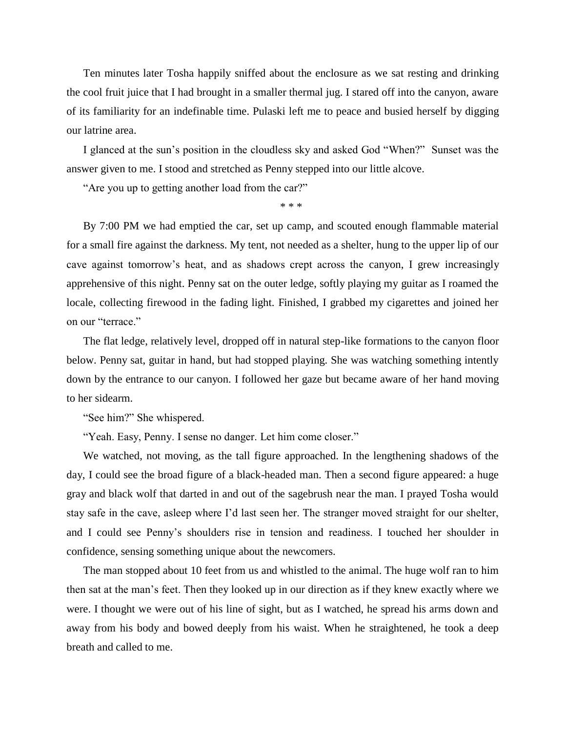Ten minutes later Tosha happily sniffed about the enclosure as we sat resting and drinking the cool fruit juice that I had brought in a smaller thermal jug. I stared off into the canyon, aware of its familiarity for an indefinable time. Pulaski left me to peace and busied herself by digging our latrine area.

I glanced at the sun's position in the cloudless sky and asked God "When?" Sunset was the answer given to me. I stood and stretched as Penny stepped into our little alcove.

"Are you up to getting another load from the car?"

\* \* \*

By 7:00 PM we had emptied the car, set up camp, and scouted enough flammable material for a small fire against the darkness. My tent, not needed as a shelter, hung to the upper lip of our cave against tomorrow's heat, and as shadows crept across the canyon, I grew increasingly apprehensive of this night. Penny sat on the outer ledge, softly playing my guitar as I roamed the locale, collecting firewood in the fading light. Finished, I grabbed my cigarettes and joined her on our "terrace."

The flat ledge, relatively level, dropped off in natural step-like formations to the canyon floor below. Penny sat, guitar in hand, but had stopped playing. She was watching something intently down by the entrance to our canyon. I followed her gaze but became aware of her hand moving to her sidearm.

"See him?" She whispered.

"Yeah. Easy, Penny. I sense no danger. Let him come closer."

We watched, not moving, as the tall figure approached. In the lengthening shadows of the day, I could see the broad figure of a black-headed man. Then a second figure appeared: a huge gray and black wolf that darted in and out of the sagebrush near the man. I prayed Tosha would stay safe in the cave, asleep where I'd last seen her. The stranger moved straight for our shelter, and I could see Penny's shoulders rise in tension and readiness. I touched her shoulder in confidence, sensing something unique about the newcomers.

The man stopped about 10 feet from us and whistled to the animal. The huge wolf ran to him then sat at the man's feet. Then they looked up in our direction as if they knew exactly where we were. I thought we were out of his line of sight, but as I watched, he spread his arms down and away from his body and bowed deeply from his waist. When he straightened, he took a deep breath and called to me.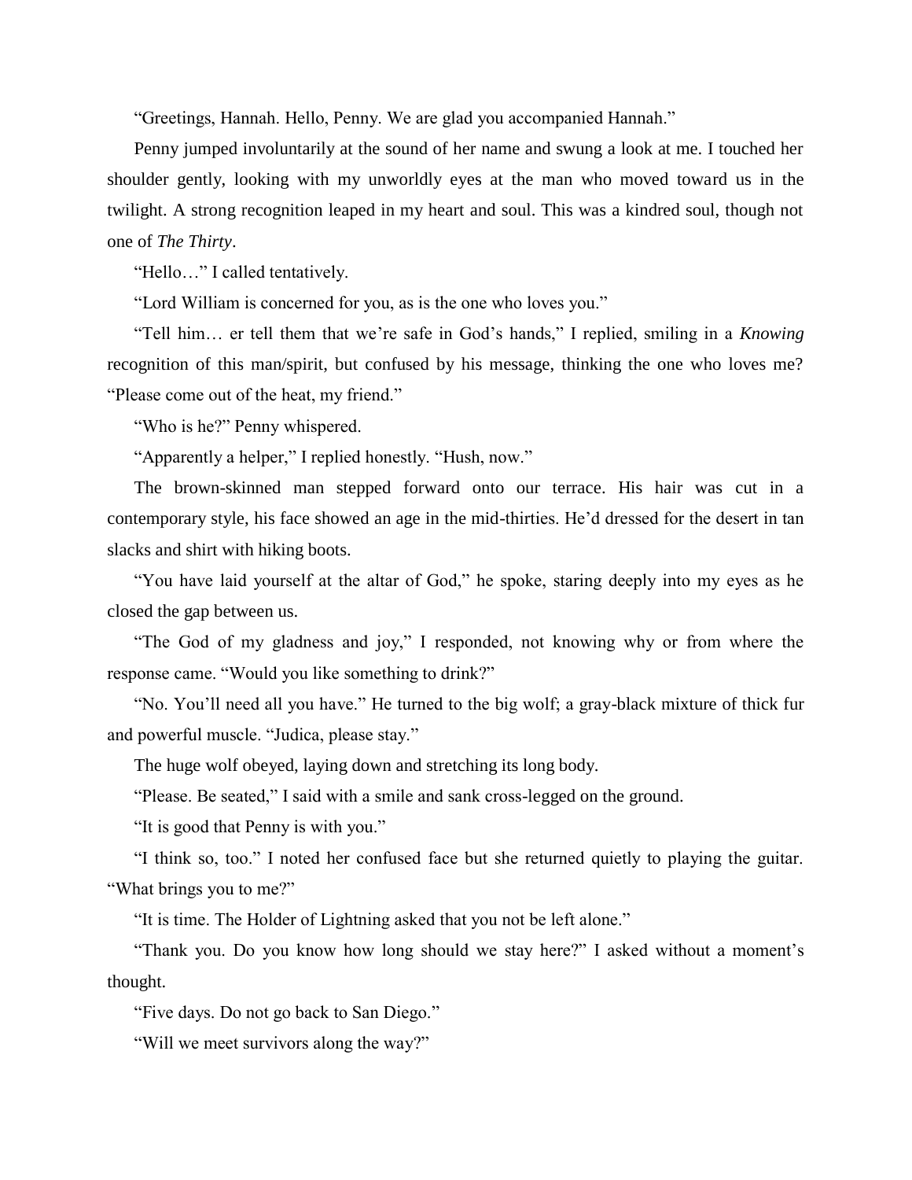"Greetings, Hannah. Hello, Penny. We are glad you accompanied Hannah."

Penny jumped involuntarily at the sound of her name and swung a look at me. I touched her shoulder gently, looking with my unworldly eyes at the man who moved toward us in the twilight. A strong recognition leaped in my heart and soul. This was a kindred soul, though not one of *The Thirty*.

"Hello…" I called tentatively.

"Lord William is concerned for you, as is the one who loves you."

"Tell him… er tell them that we're safe in God's hands," I replied, smiling in a *Knowing* recognition of this man/spirit, but confused by his message, thinking the one who loves me? "Please come out of the heat, my friend."

"Who is he?" Penny whispered.

"Apparently a helper," I replied honestly. "Hush, now."

The brown-skinned man stepped forward onto our terrace. His hair was cut in a contemporary style, his face showed an age in the mid-thirties. He'd dressed for the desert in tan slacks and shirt with hiking boots.

"You have laid yourself at the altar of God," he spoke, staring deeply into my eyes as he closed the gap between us.

"The God of my gladness and joy," I responded, not knowing why or from where the response came. "Would you like something to drink?"

"No. You'll need all you have." He turned to the big wolf; a gray-black mixture of thick fur and powerful muscle. "Judica, please stay."

The huge wolf obeyed, laying down and stretching its long body.

"Please. Be seated," I said with a smile and sank cross-legged on the ground.

"It is good that Penny is with you."

"I think so, too." I noted her confused face but she returned quietly to playing the guitar. "What brings you to me?"

"It is time. The Holder of Lightning asked that you not be left alone."

"Thank you. Do you know how long should we stay here?" I asked without a moment's thought.

"Five days. Do not go back to San Diego."

"Will we meet survivors along the way?"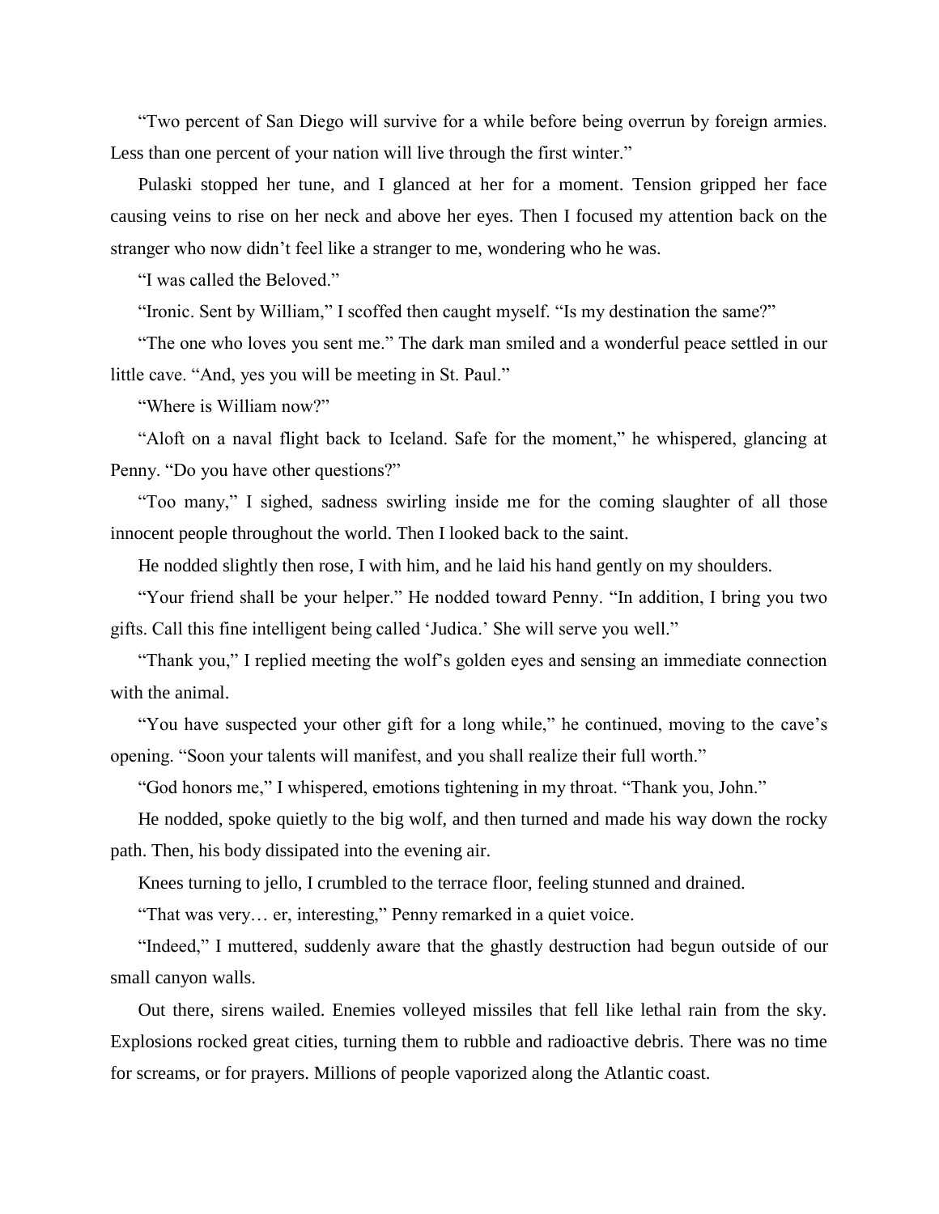"Two percent of San Diego will survive for a while before being overrun by foreign armies. Less than one percent of your nation will live through the first winter."

Pulaski stopped her tune, and I glanced at her for a moment. Tension gripped her face causing veins to rise on her neck and above her eyes. Then I focused my attention back on the stranger who now didn't feel like a stranger to me, wondering who he was.

"I was called the Beloved."

"Ironic. Sent by William," I scoffed then caught myself. "Is my destination the same?"

"The one who loves you sent me." The dark man smiled and a wonderful peace settled in our little cave. "And, yes you will be meeting in St. Paul."

"Where is William now?"

"Aloft on a naval flight back to Iceland. Safe for the moment," he whispered, glancing at Penny. "Do you have other questions?"

"Too many," I sighed, sadness swirling inside me for the coming slaughter of all those innocent people throughout the world. Then I looked back to the saint.

He nodded slightly then rose, I with him, and he laid his hand gently on my shoulders.

"Your friend shall be your helper." He nodded toward Penny. "In addition, I bring you two gifts. Call this fine intelligent being called 'Judica.' She will serve you well."

"Thank you," I replied meeting the wolf's golden eyes and sensing an immediate connection with the animal.

"You have suspected your other gift for a long while," he continued, moving to the cave's opening. "Soon your talents will manifest, and you shall realize their full worth."

"God honors me," I whispered, emotions tightening in my throat. "Thank you, John."

He nodded, spoke quietly to the big wolf, and then turned and made his way down the rocky path. Then, his body dissipated into the evening air.

Knees turning to jello, I crumbled to the terrace floor, feeling stunned and drained.

"That was very… er, interesting," Penny remarked in a quiet voice.

"Indeed," I muttered, suddenly aware that the ghastly destruction had begun outside of our small canyon walls.

Out there, sirens wailed. Enemies volleyed missiles that fell like lethal rain from the sky. Explosions rocked great cities, turning them to rubble and radioactive debris. There was no time for screams, or for prayers. Millions of people vaporized along the Atlantic coast.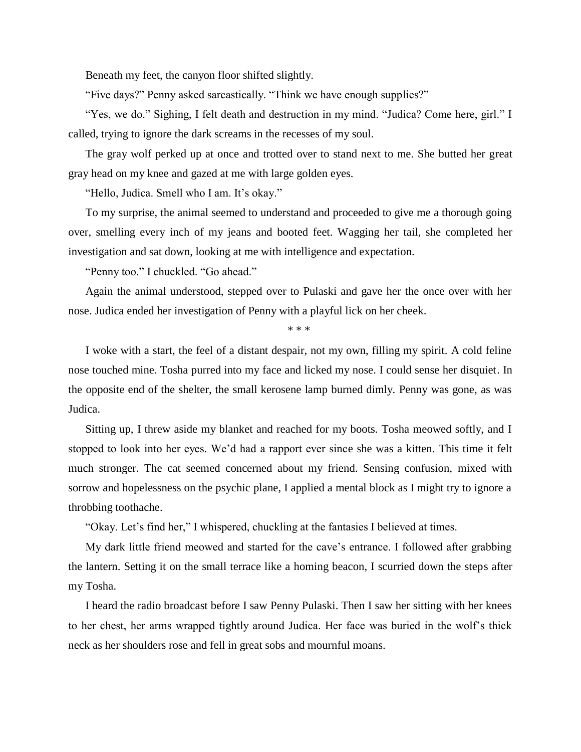Beneath my feet, the canyon floor shifted slightly.

"Five days?" Penny asked sarcastically. "Think we have enough supplies?"

"Yes, we do." Sighing, I felt death and destruction in my mind. "Judica? Come here, girl." I called, trying to ignore the dark screams in the recesses of my soul.

The gray wolf perked up at once and trotted over to stand next to me. She butted her great gray head on my knee and gazed at me with large golden eyes.

"Hello, Judica. Smell who I am. It's okay."

To my surprise, the animal seemed to understand and proceeded to give me a thorough going over, smelling every inch of my jeans and booted feet. Wagging her tail, she completed her investigation and sat down, looking at me with intelligence and expectation.

"Penny too." I chuckled. "Go ahead."

Again the animal understood, stepped over to Pulaski and gave her the once over with her nose. Judica ended her investigation of Penny with a playful lick on her cheek.

\* \* \*

I woke with a start, the feel of a distant despair, not my own, filling my spirit. A cold feline nose touched mine. Tosha purred into my face and licked my nose. I could sense her disquiet. In the opposite end of the shelter, the small kerosene lamp burned dimly. Penny was gone, as was Judica.

Sitting up, I threw aside my blanket and reached for my boots. Tosha meowed softly, and I stopped to look into her eyes. We'd had a rapport ever since she was a kitten. This time it felt much stronger. The cat seemed concerned about my friend. Sensing confusion, mixed with sorrow and hopelessness on the psychic plane, I applied a mental block as I might try to ignore a throbbing toothache.

"Okay. Let's find her," I whispered, chuckling at the fantasies I believed at times.

My dark little friend meowed and started for the cave's entrance. I followed after grabbing the lantern. Setting it on the small terrace like a homing beacon, I scurried down the steps after my Tosha.

I heard the radio broadcast before I saw Penny Pulaski. Then I saw her sitting with her knees to her chest, her arms wrapped tightly around Judica. Her face was buried in the wolf's thick neck as her shoulders rose and fell in great sobs and mournful moans.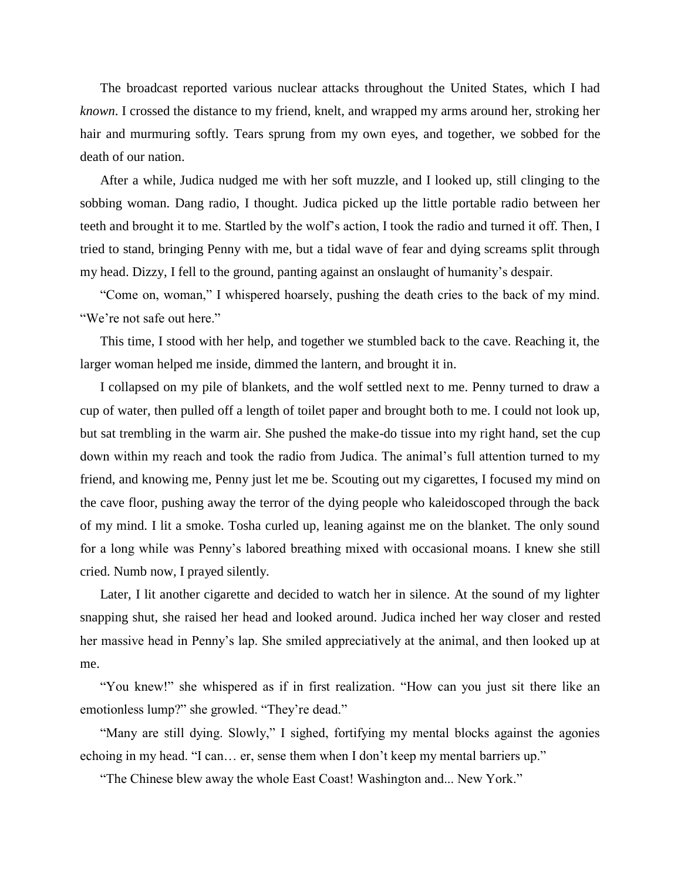The broadcast reported various nuclear attacks throughout the United States, which I had *known*. I crossed the distance to my friend, knelt, and wrapped my arms around her, stroking her hair and murmuring softly. Tears sprung from my own eyes, and together, we sobbed for the death of our nation.

After a while, Judica nudged me with her soft muzzle, and I looked up, still clinging to the sobbing woman. Dang radio, I thought. Judica picked up the little portable radio between her teeth and brought it to me. Startled by the wolf's action, I took the radio and turned it off. Then, I tried to stand, bringing Penny with me, but a tidal wave of fear and dying screams split through my head. Dizzy, I fell to the ground, panting against an onslaught of humanity's despair.

"Come on, woman," I whispered hoarsely, pushing the death cries to the back of my mind. "We're not safe out here."

This time, I stood with her help, and together we stumbled back to the cave. Reaching it, the larger woman helped me inside, dimmed the lantern, and brought it in.

I collapsed on my pile of blankets, and the wolf settled next to me. Penny turned to draw a cup of water, then pulled off a length of toilet paper and brought both to me. I could not look up, but sat trembling in the warm air. She pushed the make-do tissue into my right hand, set the cup down within my reach and took the radio from Judica. The animal's full attention turned to my friend, and knowing me, Penny just let me be. Scouting out my cigarettes, I focused my mind on the cave floor, pushing away the terror of the dying people who kaleidoscoped through the back of my mind. I lit a smoke. Tosha curled up, leaning against me on the blanket. The only sound for a long while was Penny's labored breathing mixed with occasional moans. I knew she still cried. Numb now, I prayed silently.

Later, I lit another cigarette and decided to watch her in silence. At the sound of my lighter snapping shut, she raised her head and looked around. Judica inched her way closer and rested her massive head in Penny's lap. She smiled appreciatively at the animal, and then looked up at me.

"You knew!" she whispered as if in first realization. "How can you just sit there like an emotionless lump?" she growled. "They're dead."

"Many are still dying. Slowly," I sighed, fortifying my mental blocks against the agonies echoing in my head. "I can… er, sense them when I don't keep my mental barriers up."

"The Chinese blew away the whole East Coast! Washington and... New York."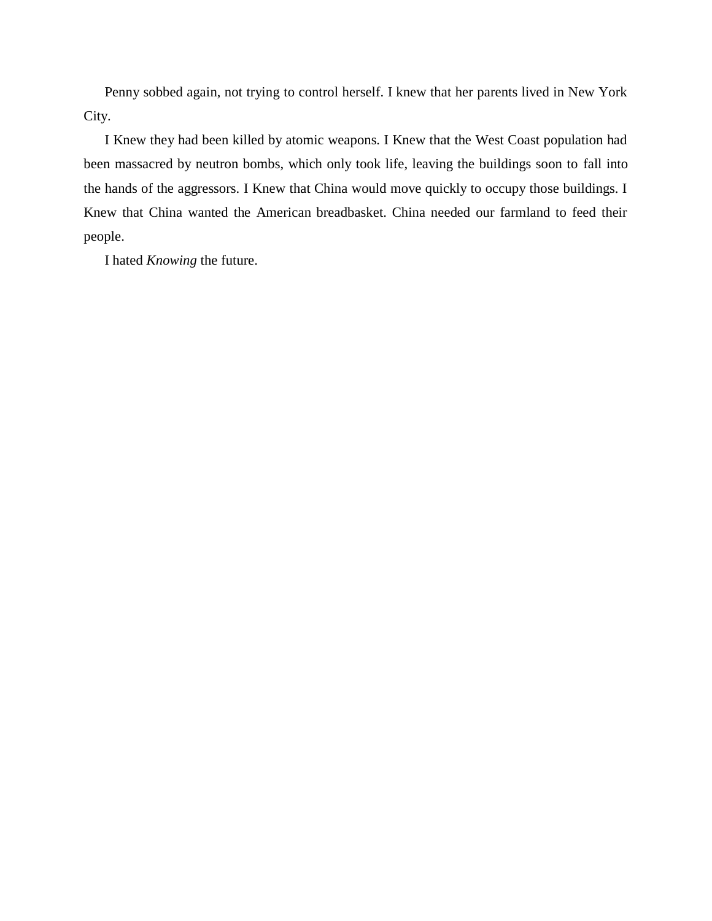Penny sobbed again, not trying to control herself. I knew that her parents lived in New York City.

I Knew they had been killed by atomic weapons. I Knew that the West Coast population had been massacred by neutron bombs, which only took life, leaving the buildings soon to fall into the hands of the aggressors. I Knew that China would move quickly to occupy those buildings. I Knew that China wanted the American breadbasket. China needed our farmland to feed their people.

I hated *Knowing* the future.